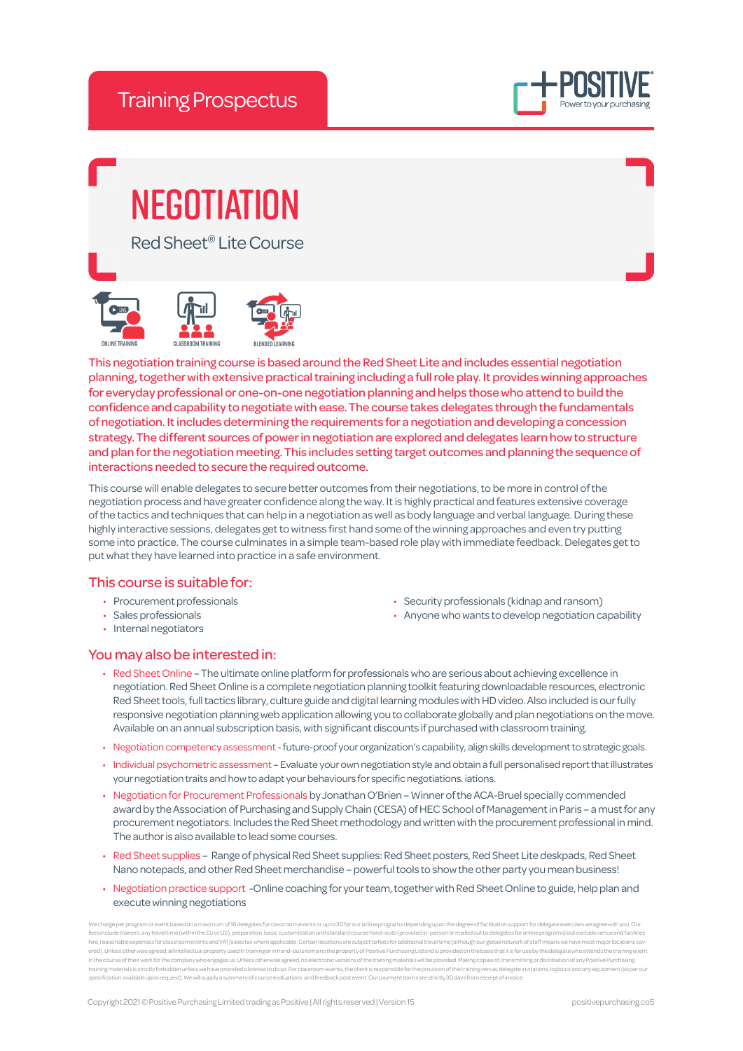Training Prospectus

# NEGOTIATION

## Red Sheet® Lite Course

ONLINE TRAINING · CLASSROOM TRAINING · BLENDED LEARNING

This negotiation training course is based around the Red Sheet Lite and includes essential negotiation planning, together with extensive practical training including a full role play. It provides winning approaches for everyday professional or one-on-one negotiation planning and helps those who attend to build the confidence and capability to negotiate with ease. The course takes delegates through the fundamentals of negotiation. It includes determining the requirements for a negotiation and developing a concession strategy. The different sources of power in negotiation are explored and delegates learn how to structure and plan for the negotiation meeting. This includes setting target outcomes and planning the sequence of interactions needed to secure the required outcome.

This course will enable delegates to secure better outcomes from their negotiations, to be more in control of the negotiation process and have greater confidence along the way. It is highly practical and features extensive coverage of the tactics and techniques that can help in a negotiation as well as body language and verbal language. During these highly interactive sessions, delegates get to witness first hand some of the winning approaches and even try putting some into practice. The course culminates in a simple team-based role play with immediate feedback. Delegates get to put what they have learned into practice in a safe environment.

### This course is suitable for:

- Procurement professionals
- Sales professionals
- Internal negotiators
- Security professionals (kidnap and ransom)
- Anyone who wants to develop negotiation capability

### You may also be interested in:

- Red Sheet Online – The ultimate online platform for professionals who are serious about achieving excellence in negotiation. Red Sheet Online is a complete negotiation planning toolkit featuring downloadable resources, electronic Red Sheet tools, full tactics library, culture guide and digital learning modules with HD video. Also included is our fully responsive negotiation planning web application allowing you to collaborate globally and plan negotiations on the move. Available on an annual subscription basis, with significant discounts if purchased with classroom training.
- Negotiation competency assessment - future-proof your organization's capability, align skills development to strategic goals.
- Individual psychometric assessment – Evaluate your own negotiation style and obtain a full personalised report that illustrates your negotiation traits and how to adapt your behaviours for specific negotiations. iations.
- Negotiation for Procurement Professionals by Jonathan O'Brien – Winner of the ACA-Bruel specially commended award by the Association of Purchasing and Supply Chain (CESA) of HEC School of Management in Paris – a must for any procurement negotiators. Includes the Red Sheet methodology and written with the procurement professional in mind. The author is also available to lead some courses.
- Red Sheet supplies – Range of physical Red Sheet supplies: Red Sheet posters, Red Sheet Lite deskpads, Red Sheet Nano notepads, and other Red Sheet merchandise – powerful tools to show the other party you mean business!
- Negotiation practice support -Online coaching for your team, together with Red Sheet Online to guide, help plan and execute winning negotiations

We charge per program or event based on a maximum of 16 delegates for classroom events or up to 30 for our online programs depending upon the degree of facilitation support for delegate exercises we agree with you. Our fees include trainers, any travel time (within the EU or US), preparation, basic customization and standard course hand-outs (provided in-person or mailed out to delegates for online programs) but exclude venue and facilities hire, reasonable expenses for classroom events and VAT/sales tax where applicable. Certain locations are subject to fees for additional travel time (although our global network of staff means we have most major locations covered). Unless otherwise agreed, all intellectual property used in training or in hand-outs remains the property of Positive Purchasing Ltd and is provided on the basis that it is for use by the delegate who attends the training event in the course of their work for the company who engages us. Unless otherwise agreed, no electronic versions of the training materials will be provided. Making copies of, transmitting or distribution of any Positive Purchasing training materials is strictly forbidden unless we have provided a license to do so. For classroom events, the client is responsible for the provision of the training venue, delegate invitations, logistics and any equipment (as per our specification available upon request). We will supply a summary of course evaluations and feedback post event. Our payment terms are strictly 30 days from receipt of invoice.

Copyright 2021 © Positive Purchasing Limited trading as Positive | All rights reserved | Version 15

positivepurchasing.co5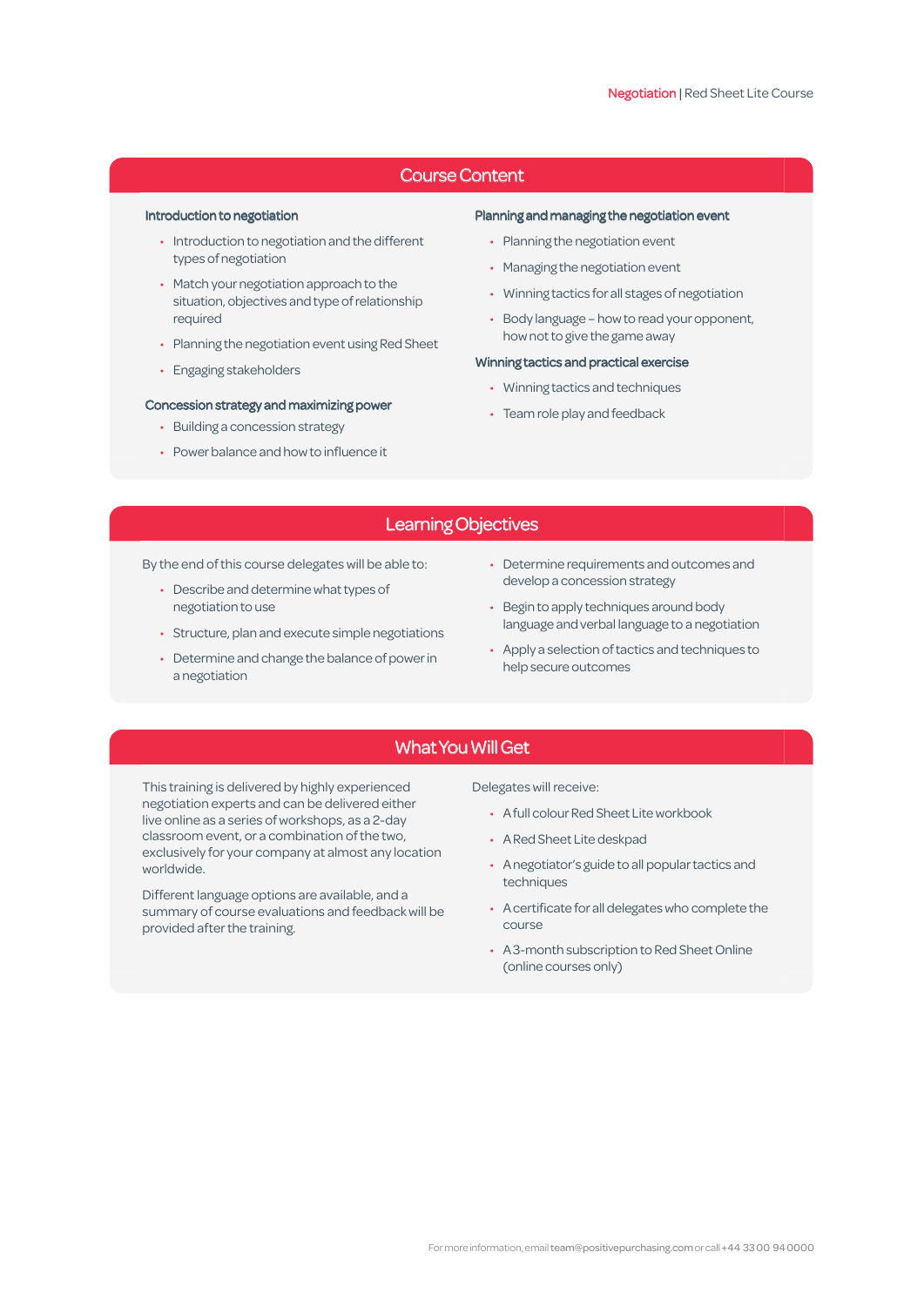## Course Content

### Introduction to negotiation

- Introduction to negotiation and the different types of negotiation
- Match your negotiation approach to the situation, objectives and type of relationship required
- Planning the negotiation event using Red Sheet
- Engaging stakeholders

### Concession strategy and maximizing power

- Building a concession strategy
- Power balance and how to influence it

### Planning and managing the negotiation event

- Planning the negotiation event
- Managing the negotiation event
- Winning tactics for all stages of negotiation
- Body language – how to read your opponent, how not to give the game away

### Winning tactics and practical exercise

- Winning tactics and techniques
- Team role play and feedback

## Learning Objectives

By the end of this course delegates will be able to:

- Describe and determine what types of negotiation to use
- Structure, plan and execute simple negotiations
- Determine and change the balance of power in a negotiation
- Determine requirements and outcomes and develop a concession strategy
- Begin to apply techniques around body language and verbal language to a negotiation
- Apply a selection of tactics and techniques to help secure outcomes

## What You Will Get

This training is delivered by highly experienced negotiation experts and can be delivered either live online as a series of workshops, as a 2-day classroom event, or a combination of the two, exclusively for your company at almost any location worldwide.

Different language options are available, and a summary of course evaluations and feedback will be provided after the training.

Delegates will receive:

- A full colour Red Sheet Lite workbook
- A Red Sheet Lite deskpad
- A negotiator's guide to all popular tactics and techniques
- A certificate for all delegates who complete the course
- A 3-month subscription to Red Sheet Online (online courses only)

For more information, email team@positivepurchasing.com or call +44 33 00 94 0000